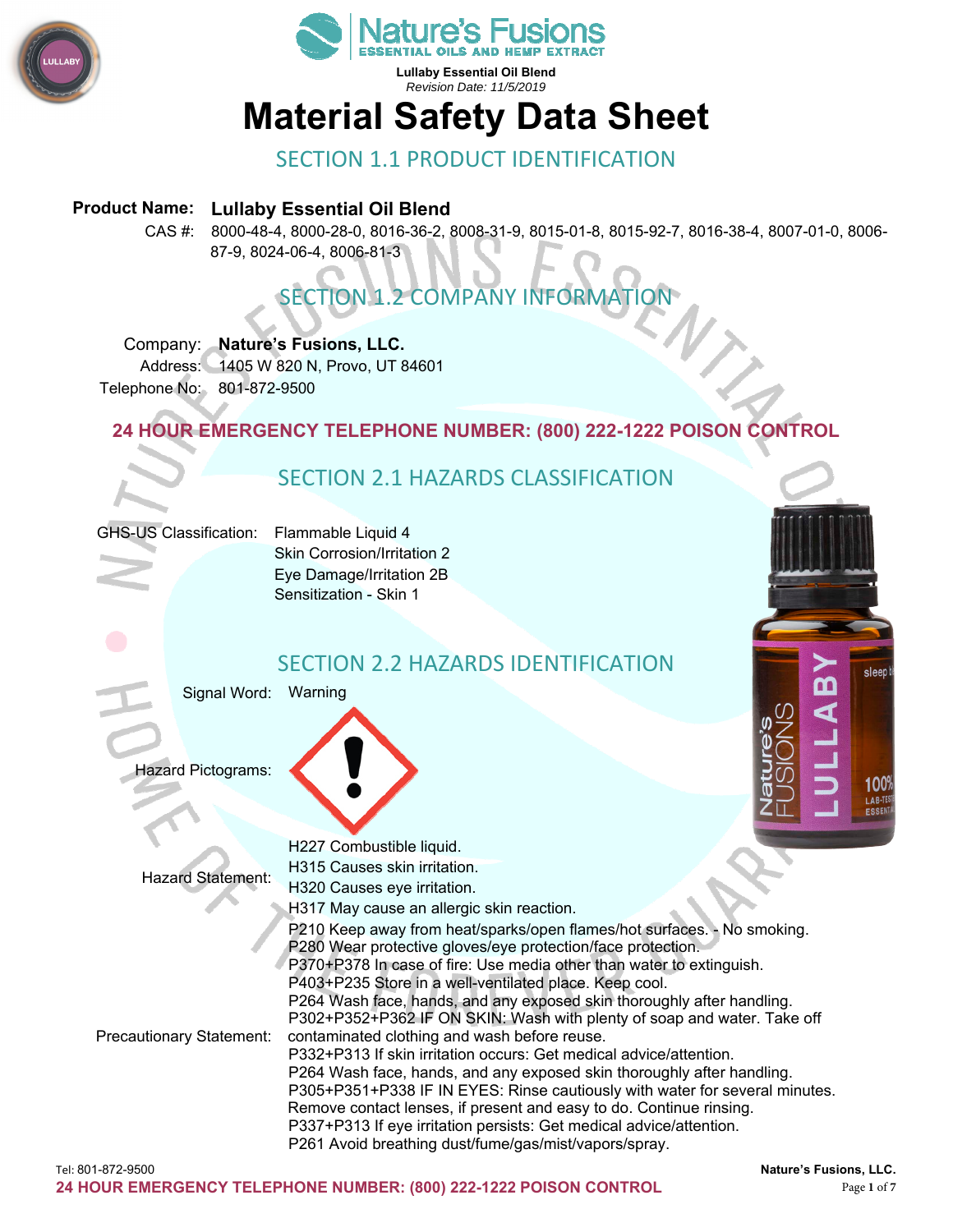**Lullaby Essential Oil Blend**
*Revision Date: 11/5/2019*

# Material Safety Data Sheet

## SECTION 1.1 PRODUCT IDENTIFICATION

**Product Name:** **Lullaby Essential Oil Blend**

CAS #: 8000-48-4, 8000-28-0, 8016-36-2, 8008-31-9, 8015-01-8, 8015-92-7, 8016-38-4, 8007-01-0, 8006-87-9, 8024-06-4, 8006-81-3

## SECTION 1.2 COMPANY INFORMATION

Company: **Nature's Fusions, LLC.**
Address: 1405 W 820 N, Provo, UT 84601
Telephone No: 801-872-9500

**24 HOUR EMERGENCY TELEPHONE NUMBER: (800) 222-1222 POISON CONTROL**

## SECTION 2.1 HAZARDS CLASSIFICATION

GHS-US Classification:
- Flammable Liquid 4
- Skin Corrosion/Irritation 2
- Eye Damage/Irritation 2B
- Sensitization - Skin 1

## SECTION 2.2 HAZARDS IDENTIFICATION

Signal Word: Warning

Hazard Pictograms:

Hazard Statement:
- H227 Combustible liquid.
- H315 Causes skin irritation.
- H320 Causes eye irritation.
- H317 May cause an allergic skin reaction.

Precautionary Statement:
- P210 Keep away from heat/sparks/open flames/hot surfaces. - No smoking.
- P280 Wear protective gloves/eye protection/face protection.
- P370+P378 In case of fire: Use media other than water to extinguish.
- P403+P235 Store in a well-ventilated place. Keep cool.
- P264 Wash face, hands, and any exposed skin thoroughly after handling.
- P302+P352+P362 IF ON SKIN: Wash with plenty of soap and water. Take off contaminated clothing and wash before reuse.
- P332+P313 If skin irritation occurs: Get medical advice/attention.
- P264 Wash face, hands, and any exposed skin thoroughly after handling.
- P305+P351+P338 IF IN EYES: Rinse cautiously with water for several minutes. Remove contact lenses, if present and easy to do. Continue rinsing.
- P337+P313 If eye irritation persists: Get medical advice/attention.
- P261 Avoid breathing dust/fume/gas/mist/vapors/spray.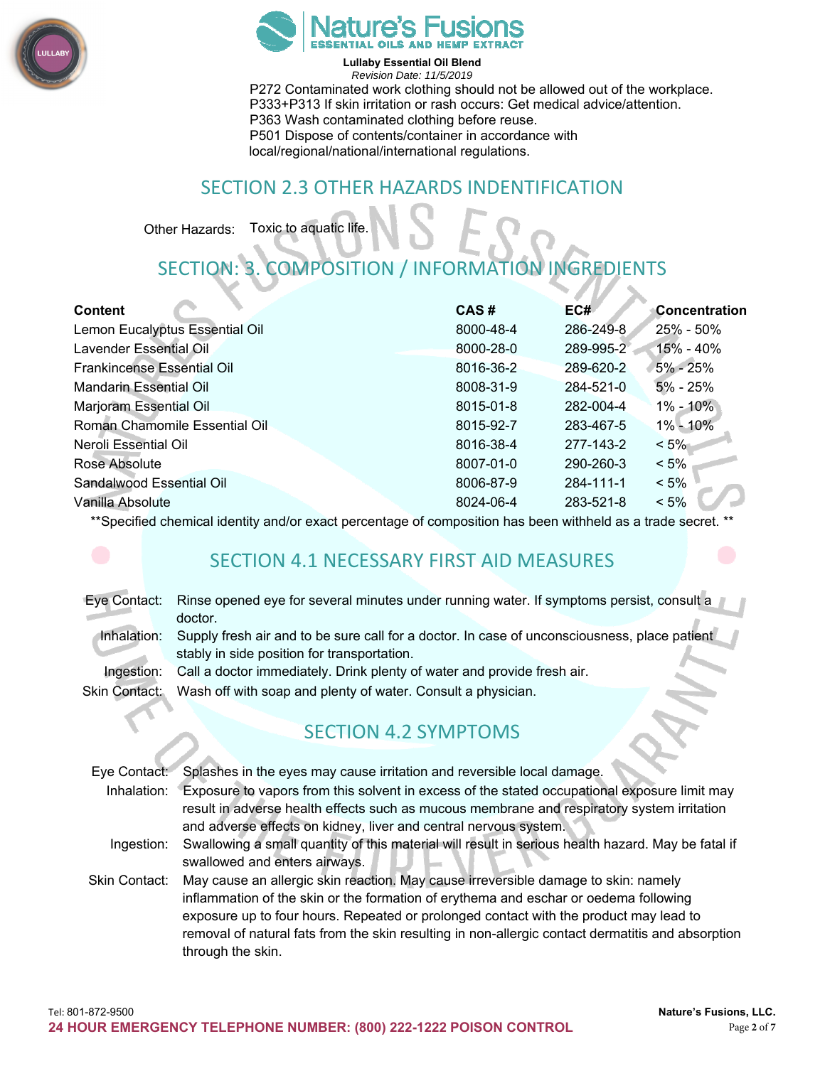P272 Contaminated work clothing should not be allowed out of the workplace.
P333+P313 If skin irritation or rash occurs: Get medical advice/attention.
P363 Wash contaminated clothing before reuse.
P501 Dispose of contents/container in accordance with local/regional/national/international regulations.

## SECTION 2.3 OTHER HAZARDS INDENTIFICATION

Other Hazards: Toxic to aquatic life.

## SECTION: 3. COMPOSITION / INFORMATION INGREDIENTS

| Content | CAS # | EC# | Concentration |
|---|---|---|---|
| Lemon Eucalyptus Essential Oil | 8000-48-4 | 286-249-8 | 25% - 50% |
| Lavender Essential Oil | 8000-28-0 | 289-995-2 | 15% - 40% |
| Frankincense Essential Oil | 8016-36-2 | 289-620-2 | 5% - 25% |
| Mandarin Essential Oil | 8008-31-9 | 284-521-0 | 5% - 25% |
| Marjoram Essential Oil | 8015-01-8 | 282-004-4 | 1% - 10% |
| Roman Chamomile Essential Oil | 8015-92-7 | 283-467-5 | 1% - 10% |
| Neroli Essential Oil | 8016-38-4 | 277-143-2 | < 5% |
| Rose Absolute | 8007-01-0 | 290-260-3 | < 5% |
| Sandalwood Essential Oil | 8006-87-9 | 284-111-1 | < 5% |
| Vanilla Absolute | 8024-06-4 | 283-521-8 | < 5% |

**Specified chemical identity and/or exact percentage of composition has been withheld as a trade secret. **

## SECTION 4.1 NECESSARY FIRST AID MEASURES

Eye Contact: Rinse opened eye for several minutes under running water. If symptoms persist, consult a doctor.

Inhalation: Supply fresh air and to be sure call for a doctor. In case of unconsciousness, place patient stably in side position for transportation.

Ingestion: Call a doctor immediately. Drink plenty of water and provide fresh air.

Skin Contact: Wash off with soap and plenty of water. Consult a physician.

## SECTION 4.2 SYMPTOMS

Eye Contact: Splashes in the eyes may cause irritation and reversible local damage.

Inhalation: Exposure to vapors from this solvent in excess of the stated occupational exposure limit may result in adverse health effects such as mucous membrane and respiratory system irritation and adverse effects on kidney, liver and central nervous system.

Ingestion: Swallowing a small quantity of this material will result in serious health hazard. May be fatal if swallowed and enters airways.

Skin Contact: May cause an allergic skin reaction. May cause irreversible damage to skin: namely inflammation of the skin or the formation of erythema and eschar or oedema following exposure up to four hours. Repeated or prolonged contact with the product may lead to removal of natural fats from the skin resulting in non-allergic contact dermatitis and absorption through the skin.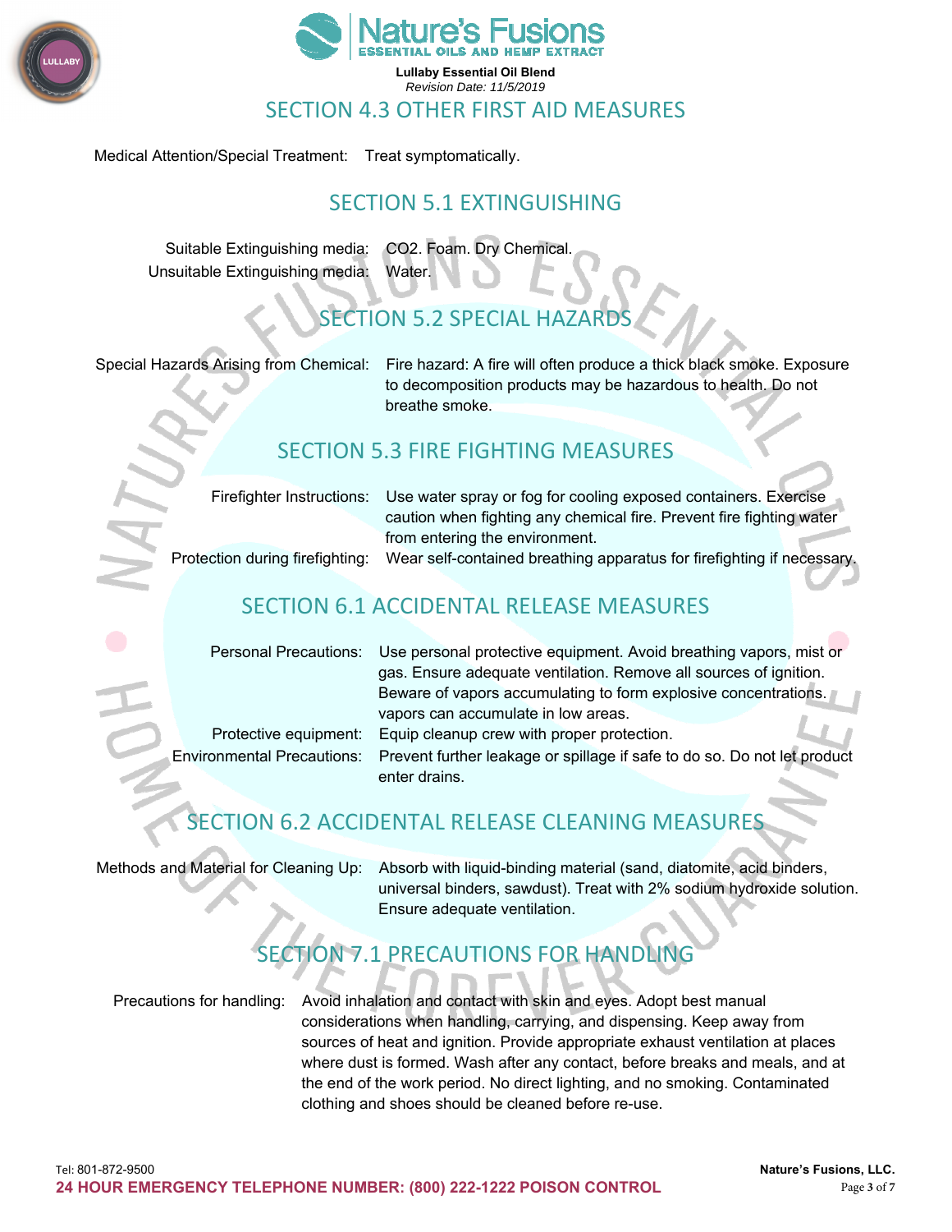## SECTION 4.3 OTHER FIRST AID MEASURES

Medical Attention/Special Treatment: Treat symptomatically.

## SECTION 5.1 EXTINGUISHING

Suitable Extinguishing media: $CO_2$. Foam. Dry Chemical.
Unsuitable Extinguishing media: Water.

## SECTION 5.2 SPECIAL HAZARDS

Special Hazards Arising from Chemical: Fire hazard: A fire will often produce a thick black smoke. Exposure to decomposition products may be hazardous to health. Do not breathe smoke.

## SECTION 5.3 FIRE FIGHTING MEASURES

Firefighter Instructions: Use water spray or fog for cooling exposed containers. Exercise caution when fighting any chemical fire. Prevent fire fighting water from entering the environment.
Protection during firefighting: Wear self-contained breathing apparatus for firefighting if necessary.

## SECTION 6.1 ACCIDENTAL RELEASE MEASURES

Personal Precautions: Use personal protective equipment. Avoid breathing vapors, mist or gas. Ensure adequate ventilation. Remove all sources of ignition. Beware of vapors accumulating to form explosive concentrations. vapors can accumulate in low areas.
Protective equipment: Equip cleanup crew with proper protection.
Environmental Precautions: Prevent further leakage or spillage if safe to do so. Do not let product enter drains.

## SECTION 6.2 ACCIDENTAL RELEASE CLEANING MEASURES

Methods and Material for Cleaning Up: Absorb with liquid-binding material (sand, diatomite, acid binders, universal binders, sawdust). Treat with 2% sodium hydroxide solution. Ensure adequate ventilation.

## SECTION 7.1 PRECAUTIONS FOR HANDLING

Precautions for handling: Avoid inhalation and contact with skin and eyes. Adopt best manual considerations when handling, carrying, and dispensing. Keep away from sources of heat and ignition. Provide appropriate exhaust ventilation at places where dust is formed. Wash after any contact, before breaks and meals, and at the end of the work period. No direct lighting, and no smoking. Contaminated clothing and shoes should be cleaned before re-use.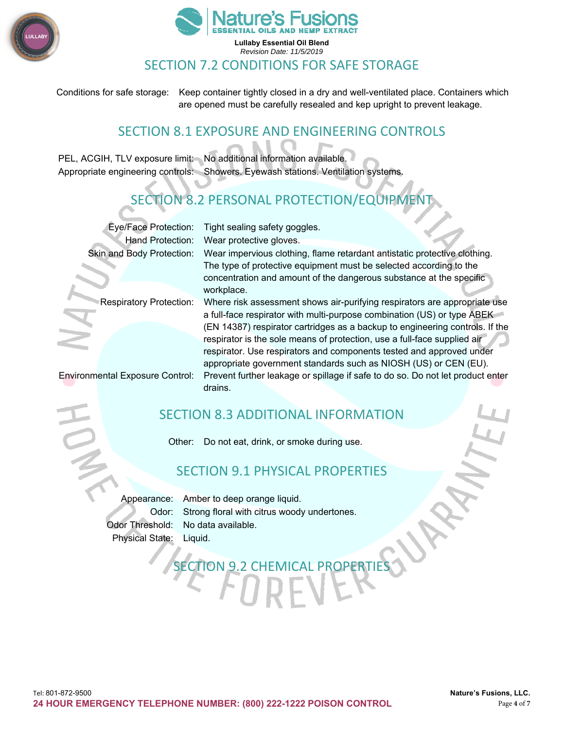## SECTION 7.2 CONDITIONS FOR SAFE STORAGE

| | |
|---|---|
| Conditions for safe storage: | Keep container tightly closed in a dry and well-ventilated place. Containers which are opened must be carefully resealed and kep upright to prevent leakage. |

## SECTION 8.1 EXPOSURE AND ENGINEERING CONTROLS

| | |
|---|---|
| PEL, ACGIH, TLV exposure limit: | No additional information available. |
| Appropriate engineering controls: | Showers. Eyewash stations. Ventilation systems. |

## SECTION 8.2 PERSONAL PROTECTION/EQUIPMENT

| | |
|---|---|
| Eye/Face Protection: | Tight sealing safety goggles. |
| Hand Protection: | Wear protective gloves. |
| Skin and Body Protection: | Wear impervious clothing, flame retardant antistatic protective clothing. The type of protective equipment must be selected according to the concentration and amount of the dangerous substance at the specific workplace. |
| Respiratory Protection: | Where risk assessment shows air-purifying respirators are appropriate use a full-face respirator with multi-purpose combination (US) or type ABEK (EN 14387) respirator cartridges as a backup to engineering controls. If the respirator is the sole means of protection, use a full-face supplied air respirator. Use respirators and components tested and approved under appropriate government standards such as NIOSH (US) or CEN (EU). |
| Environmental Exposure Control: | Prevent further leakage or spillage if safe to do so. Do not let product enter drains. |

## SECTION 8.3 ADDITIONAL INFORMATION

| | |
|---|---|
| Other: | Do not eat, drink, or smoke during use. |

## SECTION 9.1 PHYSICAL PROPERTIES

| | |
|---|---|
| Appearance: | Amber to deep orange liquid. |
| Odor: | Strong floral with citrus woody undertones. |
| Odor Threshold: | No data available. |
| Physical State: | Liquid. |

## SECTION 9.2 CHEMICAL PROPERTIES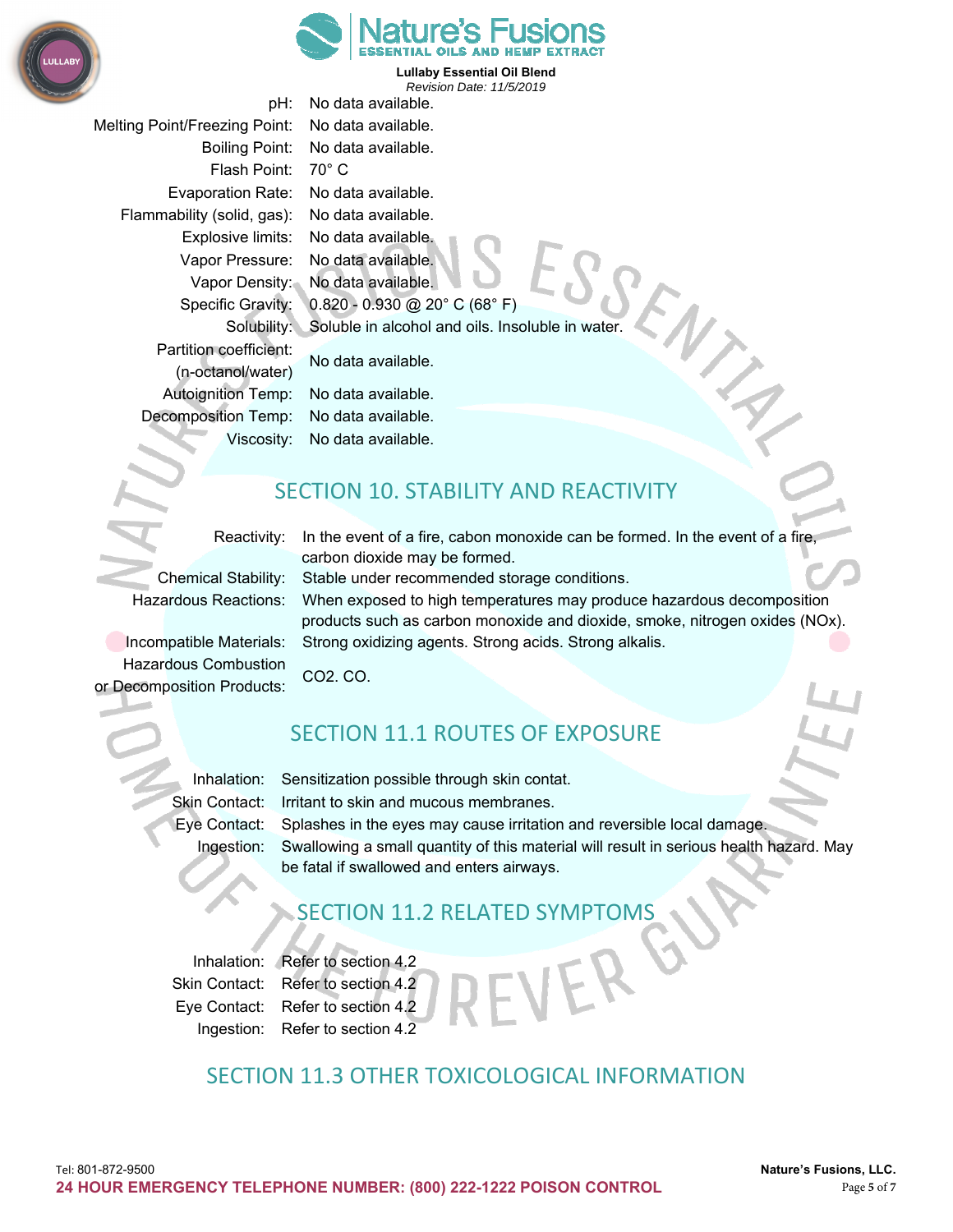| | |
|---|---|
| pH: | No data available. |
| Melting Point/Freezing Point: | No data available. |
| Boiling Point: | No data available. |
| Flash Point: | 70° C |
| Evaporation Rate: | No data available. |
| Flammability (solid, gas): | No data available. |
| Explosive limits: | No data available. |
| Vapor Pressure: | No data available. |
| Vapor Density: | No data available. |
| Specific Gravity: | 0.820 - 0.930 @ 20° C (68° F) |
| Solubility: | Soluble in alcohol and oils. Insoluble in water. |
| Partition coefficient: (n-octanol/water) | No data available. |
| Autoignition Temp: | No data available. |
| Decomposition Temp: | No data available. |
| Viscosity: | No data available. |

## SECTION 10. STABILITY AND REACTIVITY

| | |
|---|---|
| Reactivity: | In the event of a fire, cabon monoxide can be formed. In the event of a fire, carbon dioxide may be formed. |
| Chemical Stability: | Stable under recommended storage conditions. |
| Hazardous Reactions: | When exposed to high temperatures may produce hazardous decomposition products such as carbon monoxide and dioxide, smoke, nitrogen oxides (NOx). |
| Incompatible Materials: | Strong oxidizing agents. Strong acids. Strong alkalis. |
| Hazardous Combustion or Decomposition Products: | CO2. CO. |

## SECTION 11.1 ROUTES OF EXPOSURE

| | |
|---|---|
| Inhalation: | Sensitization possible through skin contat. |
| Skin Contact: | Irritant to skin and mucous membranes. |
| Eye Contact: | Splashes in the eyes may cause irritation and reversible local damage. |
| Ingestion: | Swallowing a small quantity of this material will result in serious health hazard. May be fatal if swallowed and enters airways. |

## SECTION 11.2 RELATED SYMPTOMS

| | |
|---|---|
| Inhalation: | Refer to section 4.2 |
| Skin Contact: | Refer to section 4.2 |
| Eye Contact: | Refer to section 4.2 |
| Ingestion: | Refer to section 4.2 |

## SECTION 11.3 OTHER TOXICOLOGICAL INFORMATION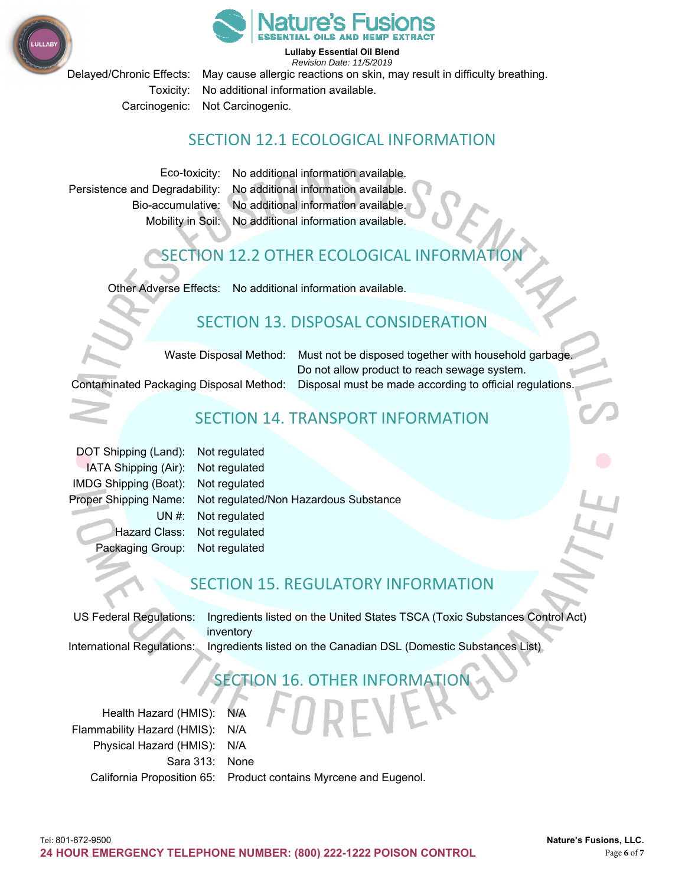Delayed/Chronic Effects: May cause allergic reactions on skin, may result in difficulty breathing.

Toxicity: No additional information available.

Carcinogenic: Not Carcinogenic.

## SECTION 12.1 ECOLOGICAL INFORMATION

| | |
|---|---|
| Eco-toxicity: | No additional information available. |
| Persistence and Degradability: | No additional information available. |
| Bio-accumulative: | No additional information available. |
| Mobility in Soil: | No additional information available. |

## SECTION 12.2 OTHER ECOLOGICAL INFORMATION

Other Adverse Effects: No additional information available.

## SECTION 13. DISPOSAL CONSIDERATION

| | |
|---|---|
| Waste Disposal Method: | Must not be disposed together with household garbage. Do not allow product to reach sewage system. |
| Contaminated Packaging Disposal Method: | Disposal must be made according to official regulations. |

## SECTION 14. TRANSPORT INFORMATION

| | |
|---|---|
| DOT Shipping (Land): | Not regulated |
| IATA Shipping (Air): | Not regulated |
| IMDG Shipping (Boat): | Not regulated |
| Proper Shipping Name: | Not regulated/Non Hazardous Substance |
| UN #: | Not regulated |
| Hazard Class: | Not regulated |
| Packaging Group: | Not regulated |

## SECTION 15. REGULATORY INFORMATION

| | |
|---|---|
| US Federal Regulations: | Ingredients listed on the United States TSCA (Toxic Substances Control Act) inventory |
| International Regulations: | Ingredients listed on the Canadian DSL (Domestic Substances List) |

## SECTION 16. OTHER INFORMATION

| | |
|---|---|
| Health Hazard (HMIS): | N/A |
| Flammability Hazard (HMIS): | N/A |
| Physical Hazard (HMIS): | N/A |
| Sara 313: | None |
| California Proposition 65: | Product contains Myrcene and Eugenol. |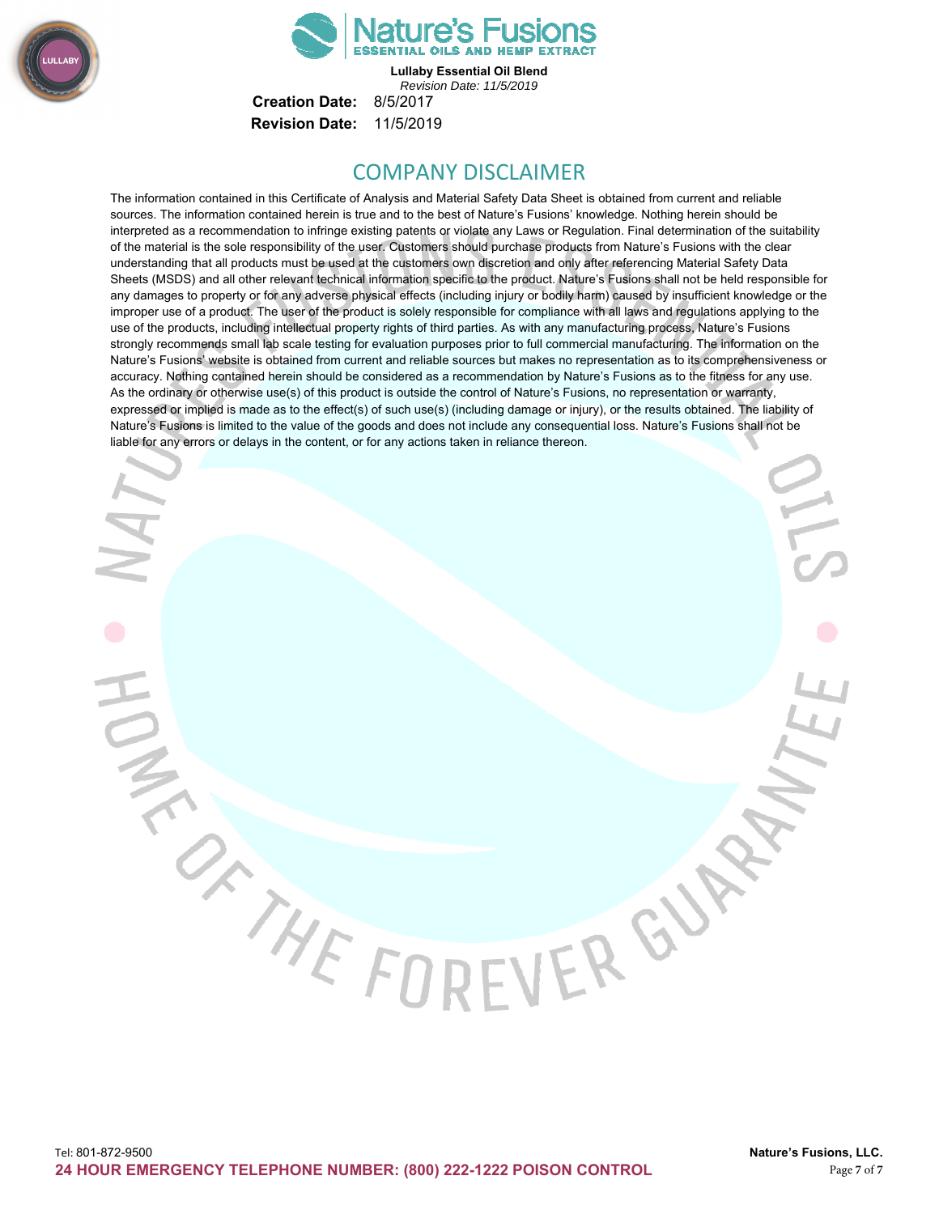**Lullaby Essential Oil Blend**
*Revision Date: 11/5/2019*

**Creation Date:** 8/5/2017
**Revision Date:** 11/5/2019

## COMPANY DISCLAIMER

The information contained in this Certificate of Analysis and Material Safety Data Sheet is obtained from current and reliable sources. The information contained herein is true and to the best of Nature's Fusions' knowledge. Nothing herein should be interpreted as a recommendation to infringe existing patents or violate any Laws or Regulation. Final determination of the suitability of the material is the sole responsibility of the user. Customers should purchase products from Nature's Fusions with the clear understanding that all products must be used at the customers own discretion and only after referencing Material Safety Data Sheets (MSDS) and all other relevant technical information specific to the product. Nature's Fusions shall not be held responsible for any damages to property or for any adverse physical effects (including injury or bodily harm) caused by insufficient knowledge or the improper use of a product. The user of the product is solely responsible for compliance with all laws and regulations applying to the use of the products, including intellectual property rights of third parties. As with any manufacturing process, Nature's Fusions strongly recommends small lab scale testing for evaluation purposes prior to full commercial manufacturing. The information on the Nature's Fusions' website is obtained from current and reliable sources but makes no representation as to its comprehensiveness or accuracy. Nothing contained herein should be considered as a recommendation by Nature's Fusions as to the fitness for any use. As the ordinary or otherwise use(s) of this product is outside the control of Nature's Fusions, no representation or warranty, expressed or implied is made as to the effect(s) of such use(s) (including damage or injury), or the results obtained. The liability of Nature's Fusions is limited to the value of the goods and does not include any consequential loss. Nature's Fusions shall not be liable for any errors or delays in the content, or for any actions taken in reliance thereon.

Tel: 801-872-9500
**24 HOUR EMERGENCY TELEPHONE NUMBER: (800) 222-1222 POISON CONTROL**
**Nature's Fusions, LLC.**